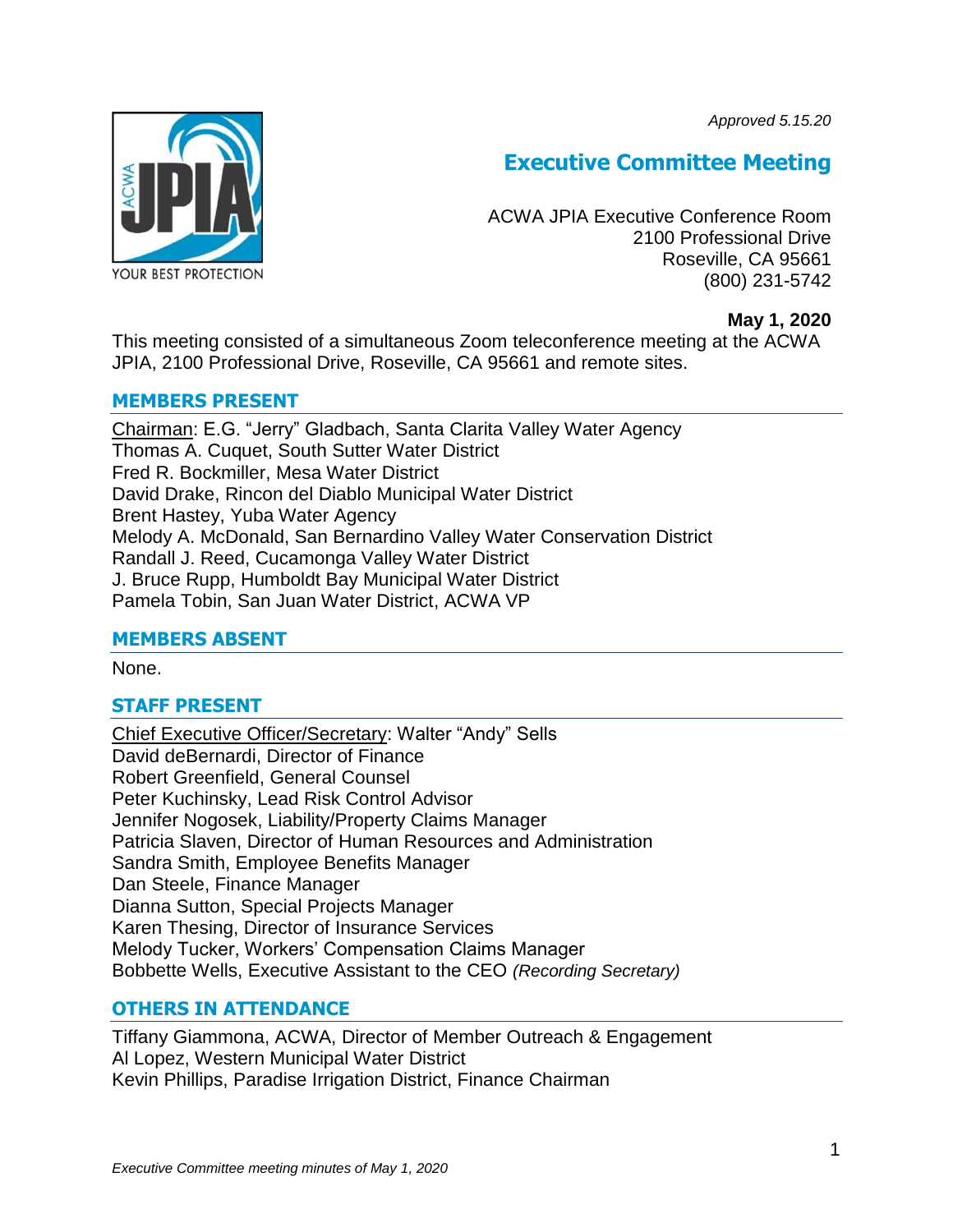*Approved 5.15.20*

# Executive Committee Meeting

ACWA JPIA Executive Conference Room
2100 Professional Drive
Roseville, CA 95661
(800) 231-5742

**May 1, 2020**

This meeting consisted of a simultaneous Zoom teleconference meeting at the ACWA JPIA, 2100 Professional Drive, Roseville, CA 95661 and remote sites.

## MEMBERS PRESENT

Chairman: E.G. "Jerry" Gladbach, Santa Clarita Valley Water Agency
Thomas A. Cuquet, South Sutter Water District
Fred R. Bockmiller, Mesa Water District
David Drake, Rincon del Diablo Municipal Water District
Brent Hastey, Yuba Water Agency
Melody A. McDonald, San Bernardino Valley Water Conservation District
Randall J. Reed, Cucamonga Valley Water District
J. Bruce Rupp, Humboldt Bay Municipal Water District
Pamela Tobin, San Juan Water District, ACWA VP

## MEMBERS ABSENT

None.

## STAFF PRESENT

Chief Executive Officer/Secretary: Walter "Andy" Sells
David deBernardi, Director of Finance
Robert Greenfield, General Counsel
Peter Kuchinsky, Lead Risk Control Advisor
Jennifer Nogosek, Liability/Property Claims Manager
Patricia Slaven, Director of Human Resources and Administration
Sandra Smith, Employee Benefits Manager
Dan Steele, Finance Manager
Dianna Sutton, Special Projects Manager
Karen Thesing, Director of Insurance Services
Melody Tucker, Workers' Compensation Claims Manager
Bobbette Wells, Executive Assistant to the CEO *(Recording Secretary)*

## OTHERS IN ATTENDANCE

Tiffany Giammona, ACWA, Director of Member Outreach & Engagement
Al Lopez, Western Municipal Water District
Kevin Phillips, Paradise Irrigation District, Finance Chairman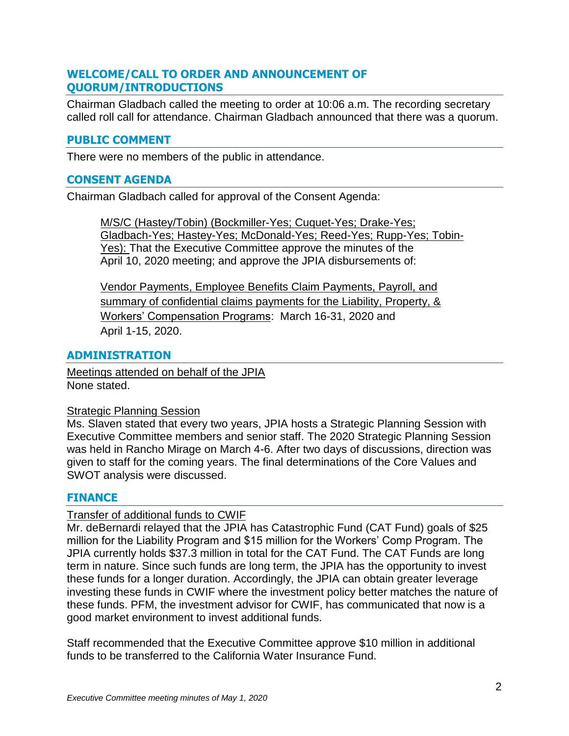## WELCOME/CALL TO ORDER AND ANNOUNCEMENT OF QUORUM/INTRODUCTIONS

Chairman Gladbach called the meeting to order at 10:06 a.m. The recording secretary called roll call for attendance. Chairman Gladbach announced that there was a quorum.

## PUBLIC COMMENT

There were no members of the public in attendance.

## CONSENT AGENDA

Chairman Gladbach called for approval of the Consent Agenda:

> M/S/C (Hastey/Tobin) (Bockmiller-Yes; Cuquet-Yes; Drake-Yes; Gladbach-Yes; Hastey-Yes; McDonald-Yes; Reed-Yes; Rupp-Yes; Tobin-Yes): That the Executive Committee approve the minutes of the April 10, 2020 meeting; and approve the JPIA disbursements of:
>
> Vendor Payments, Employee Benefits Claim Payments, Payroll, and summary of confidential claims payments for the Liability, Property, & Workers' Compensation Programs: March 16-31, 2020 and April 1-15, 2020.

## ADMINISTRATION

Meetings attended on behalf of the JPIA
None stated.

Strategic Planning Session
Ms. Slaven stated that every two years, JPIA hosts a Strategic Planning Session with Executive Committee members and senior staff. The 2020 Strategic Planning Session was held in Rancho Mirage on March 4-6. After two days of discussions, direction was given to staff for the coming years. The final determinations of the Core Values and SWOT analysis were discussed.

## FINANCE

Transfer of additional funds to CWIF
Mr. deBernardi relayed that the JPIA has Catastrophic Fund (CAT Fund) goals of $25 million for the Liability Program and $15 million for the Workers' Comp Program. The JPIA currently holds $37.3 million in total for the CAT Fund. The CAT Funds are long term in nature. Since such funds are long term, the JPIA has the opportunity to invest these funds for a longer duration. Accordingly, the JPIA can obtain greater leverage investing these funds in CWIF where the investment policy better matches the nature of these funds. PFM, the investment advisor for CWIF, has communicated that now is a good market environment to invest additional funds.

Staff recommended that the Executive Committee approve $10 million in additional funds to be transferred to the California Water Insurance Fund.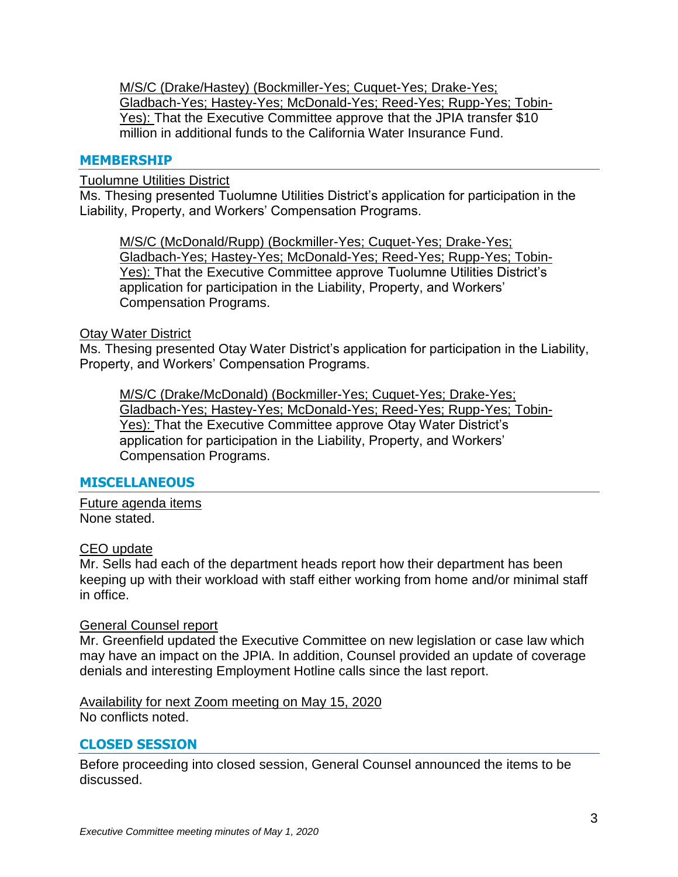M/S/C (Drake/Hastey) (Bockmiller-Yes; Cuquet-Yes; Drake-Yes; Gladbach-Yes; Hastey-Yes; McDonald-Yes; Reed-Yes; Rupp-Yes; Tobin-Yes): That the Executive Committee approve that the JPIA transfer $10 million in additional funds to the California Water Insurance Fund.

## MEMBERSHIP

Tuolumne Utilities District

Ms. Thesing presented Tuolumne Utilities District's application for participation in the Liability, Property, and Workers' Compensation Programs.

M/S/C (McDonald/Rupp) (Bockmiller-Yes; Cuquet-Yes; Drake-Yes; Gladbach-Yes; Hastey-Yes; McDonald-Yes; Reed-Yes; Rupp-Yes; Tobin-Yes): That the Executive Committee approve Tuolumne Utilities District's application for participation in the Liability, Property, and Workers' Compensation Programs.

Otay Water District

Ms. Thesing presented Otay Water District's application for participation in the Liability, Property, and Workers' Compensation Programs.

M/S/C (Drake/McDonald) (Bockmiller-Yes; Cuquet-Yes; Drake-Yes; Gladbach-Yes; Hastey-Yes; McDonald-Yes; Reed-Yes; Rupp-Yes; Tobin-Yes): That the Executive Committee approve Otay Water District's application for participation in the Liability, Property, and Workers' Compensation Programs.

## MISCELLANEOUS

Future agenda items

None stated.

CEO update

Mr. Sells had each of the department heads report how their department has been keeping up with their workload with staff either working from home and/or minimal staff in office.

General Counsel report

Mr. Greenfield updated the Executive Committee on new legislation or case law which may have an impact on the JPIA. In addition, Counsel provided an update of coverage denials and interesting Employment Hotline calls since the last report.

Availability for next Zoom meeting on May 15, 2020

No conflicts noted.

## CLOSED SESSION

Before proceeding into closed session, General Counsel announced the items to be discussed.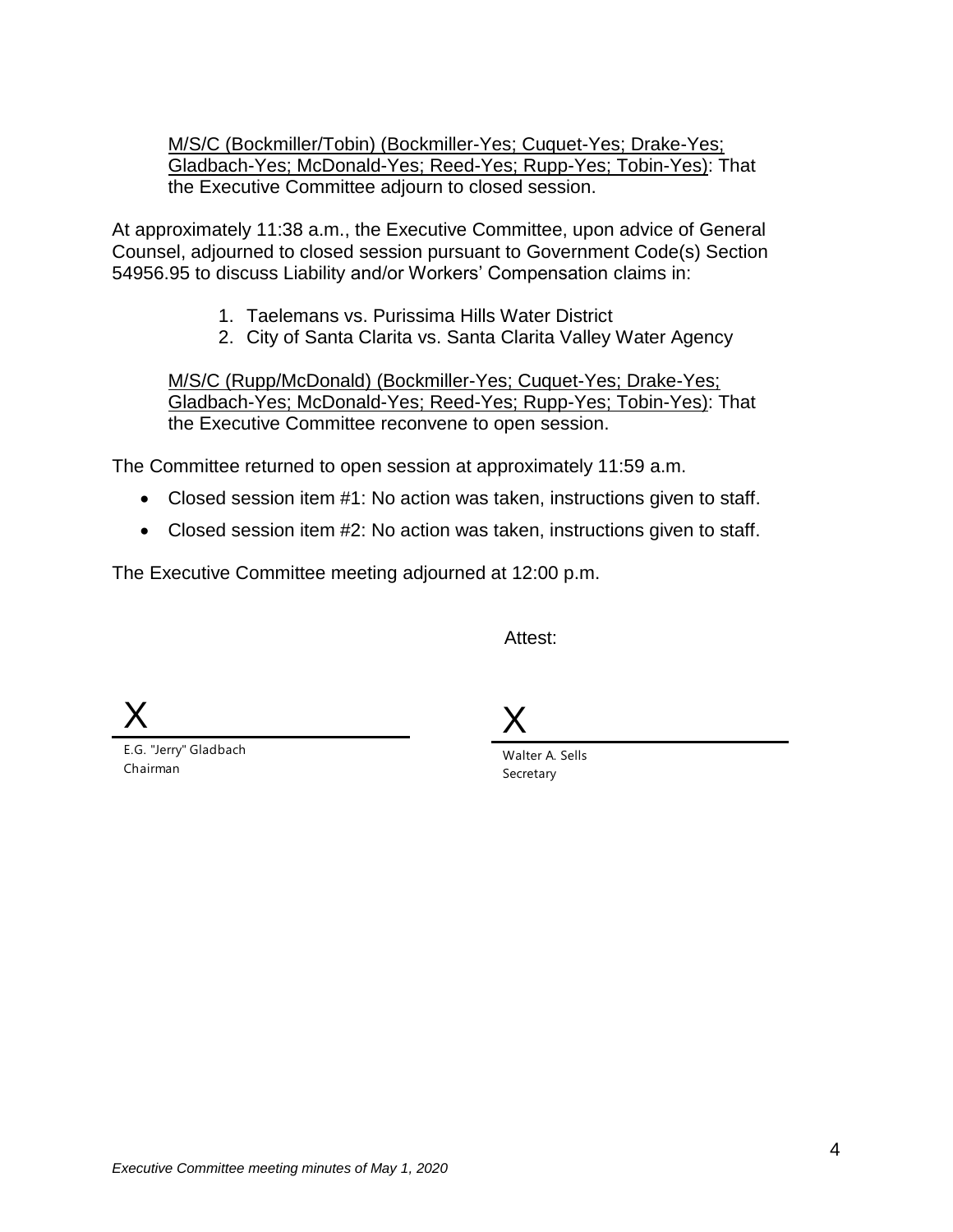M/S/C (Bockmiller/Tobin) (Bockmiller-Yes; Cuquet-Yes; Drake-Yes; Gladbach-Yes; McDonald-Yes; Reed-Yes; Rupp-Yes; Tobin-Yes): That the Executive Committee adjourn to closed session.

At approximately 11:38 a.m., the Executive Committee, upon advice of General Counsel, adjourned to closed session pursuant to Government Code(s) Section 54956.95 to discuss Liability and/or Workers' Compensation claims in:

1. Taelemans vs. Purissima Hills Water District
2. City of Santa Clarita vs. Santa Clarita Valley Water Agency

M/S/C (Rupp/McDonald) (Bockmiller-Yes; Cuquet-Yes; Drake-Yes; Gladbach-Yes; McDonald-Yes; Reed-Yes; Rupp-Yes; Tobin-Yes): That the Executive Committee reconvene to open session.

The Committee returned to open session at approximately 11:59 a.m.

- Closed session item #1: No action was taken, instructions given to staff.
- Closed session item #2: No action was taken, instructions given to staff.

The Executive Committee meeting adjourned at 12:00 p.m.

Attest:

X

E.G. "Jerry" Gladbach
Chairman

X

Walter A. Sells
Secretary

*Executive Committee meeting minutes of May 1, 2020*